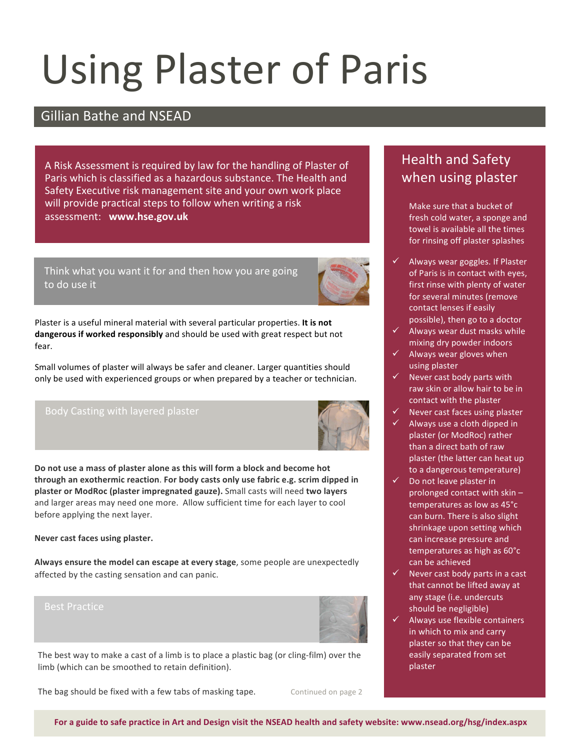# Using Plaster of Paris

## Gillian Bathe and NSEAD

A Risk Assessment is required by law for the handling of Plaster of Paris which is classified as a hazardous substance. The Health and Safety Executive risk management site and your own work place will provide practical steps to follow when writing a risk assessment: **www.hse.gov.uk**

### Think what you want it for and then how you are going to do use it

Plaster is a useful mineral material with several particular properties. **It is not dangerous if worked responsibly** and should be used with great respect but not fear.

Small volumes of plaster will always be safer and cleaner. Larger quantities should only be used with experienced groups or when prepared by a teacher or technician.

### Body Casting with layered plaster

**Do not use a mass of plaster alone as this will form a block and become hot through an exothermic reaction**. **For body casts only use fabric e.g. scrim dipped in plaster or ModRoc (plaster impregnated gauze).** Small casts will need **two layers** and larger areas may need one more. Allow sufficient time for each layer to cool before applying the next layer.

**Never cast faces using plaster.**

**Always ensure the model can escape at every stage**, some people are unexpectedly affected by the casting sensation and can panic.

### Best Practice

The best way to make a cast of a limb is to place a plastic bag (or cling-film) over the limb (which can be smoothed to retain definition).

The bag should be fixed with a few tabs of masking tape.

Continued on page 2

## Health and Safety when using plaster

Make sure that a bucket of fresh cold water, a sponge and towel is available all the times for rinsing off plaster splashes

- ✓ Always wear goggles. If Plaster of Paris is in contact with eyes, first rinse with plenty of water for several minutes (remove contact lenses if easily possible), then go to a doctor
- ✓ Always wear dust masks while mixing dry powder indoors
- ✓ Always wear gloves when using plaster
- ✓ Never cast body parts with raw skin or allow hair to be in contact with the plaster
- ✓ Never cast faces using plaster
- ✓ Always use a cloth dipped in plaster (or ModRoc) rather than a direct bath of raw plaster (the latter can heat up to a dangerous temperature)
- ✓ Do not leave plaster in prolonged contact with skin – temperatures as low as 45°c can burn. There is also slight shrinkage upon setting which can increase pressure and temperatures as high as 60°c can be achieved
- ✓ Never cast body parts in a cast that cannot be lifted away at any stage (i.e. undercuts should be negligible)
- ✓ Always use flexible containers in which to mix and carry plaster so that they can be easily separated from set plaster

**For a guide to safe practice in Art and Design visit the NSEAD health and safety website: www.nsead.org/hsg/index.aspx**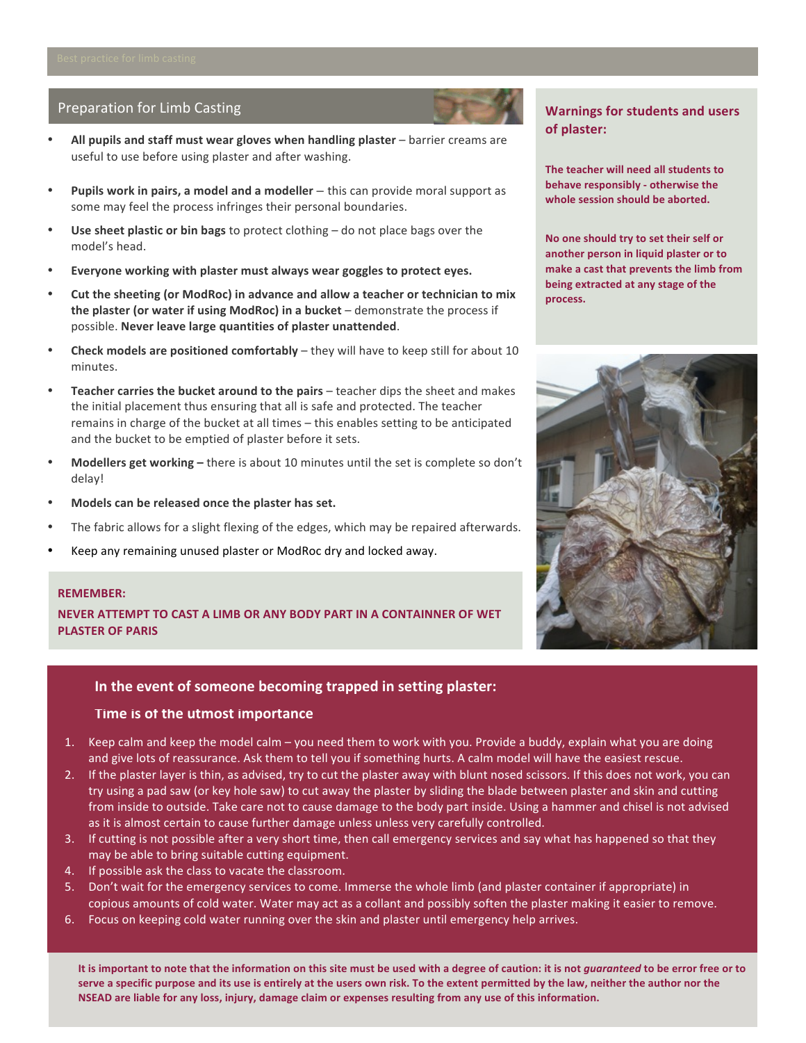## Preparation for Limb Casting

- **All pupils and staff must wear gloves when handling plaster** – barrier creams are useful to use before using plaster and after washing.
- **Pupils work in pairs, a model and a modeller** – this can provide moral support as some may feel the process infringes their personal boundaries.
- **Use sheet plastic or bin bags** to protect clothing – do not place bags over the model's head.
- **Everyone working with plaster must always wear goggles to protect eyes.**
- **Cut the sheeting (or ModRoc) in advance and allow a teacher or technician to mix the plaster (or water if using ModRoc) in a bucket** – demonstrate the process if possible. **Never leave large quantities of plaster unattended**.
- **Check models are positioned comfortably** – they will have to keep still for about 10 minutes.
- **Teacher carries the bucket around to the pairs** – teacher dips the sheet and makes the initial placement thus ensuring that all is safe and protected. The teacher remains in charge of the bucket at all times – this enables setting to be anticipated and the bucket to be emptied of plaster before it sets.
- **Modellers get working –** there is about 10 minutes until the set is complete so don't delay!
- **Models can be released once the plaster has set.**
- The fabric allows for a slight flexing of the edges, which may be repaired afterwards.
- Keep any remaining unused plaster or ModRoc dry and locked away.

**REMEMBER:**

**NEVER ATTEMPT TO CAST A LIMB OR ANY BODY PART IN A CONTAINNER OF WET PLASTER OF PARIS**

### Warnings for students and users of plaster:

**The teacher will need all students to behave responsibly - otherwise the whole session should be aborted.**

**No one should try to set their self or another person in liquid plaster or to make a cast that prevents the limb from being extracted at any stage of the process.**

### In the event of someone becoming trapped in setting plaster:

**Time is of the utmost importance**

1. Keep calm and keep the model calm – you need them to work with you. Provide a buddy, explain what you are doing and give lots of reassurance. Ask them to tell you if something hurts. A calm model will have the easiest rescue.
2. If the plaster layer is thin, as advised, try to cut the plaster away with blunt nosed scissors. If this does not work, you can try using a pad saw (or key hole saw) to cut away the plaster by sliding the blade between plaster and skin and cutting from inside to outside. Take care not to cause damage to the body part inside. Using a hammer and chisel is not advised as it is almost certain to cause further damage unless unless very carefully controlled.
3. If cutting is not possible after a very short time, then call emergency services and say what has happened so that they may be able to bring suitable cutting equipment.
4. If possible ask the class to vacate the classroom.
5. Don't wait for the emergency services to come. Immerse the whole limb (and plaster container if appropriate) in copious amounts of cold water. Water may act as a collant and possibly soften the plaster making it easier to remove.
6. Focus on keeping cold water running over the skin and plaster until emergency help arrives.

**It is important to note that the information on this site must be used with a degree of caution: it is not *guaranteed* to be error free or to serve a specific purpose and its use is entirely at the users own risk. To the extent permitted by the law, neither the author nor the NSEAD are liable for any loss, injury, damage claim or expenses resulting from any use of this information.**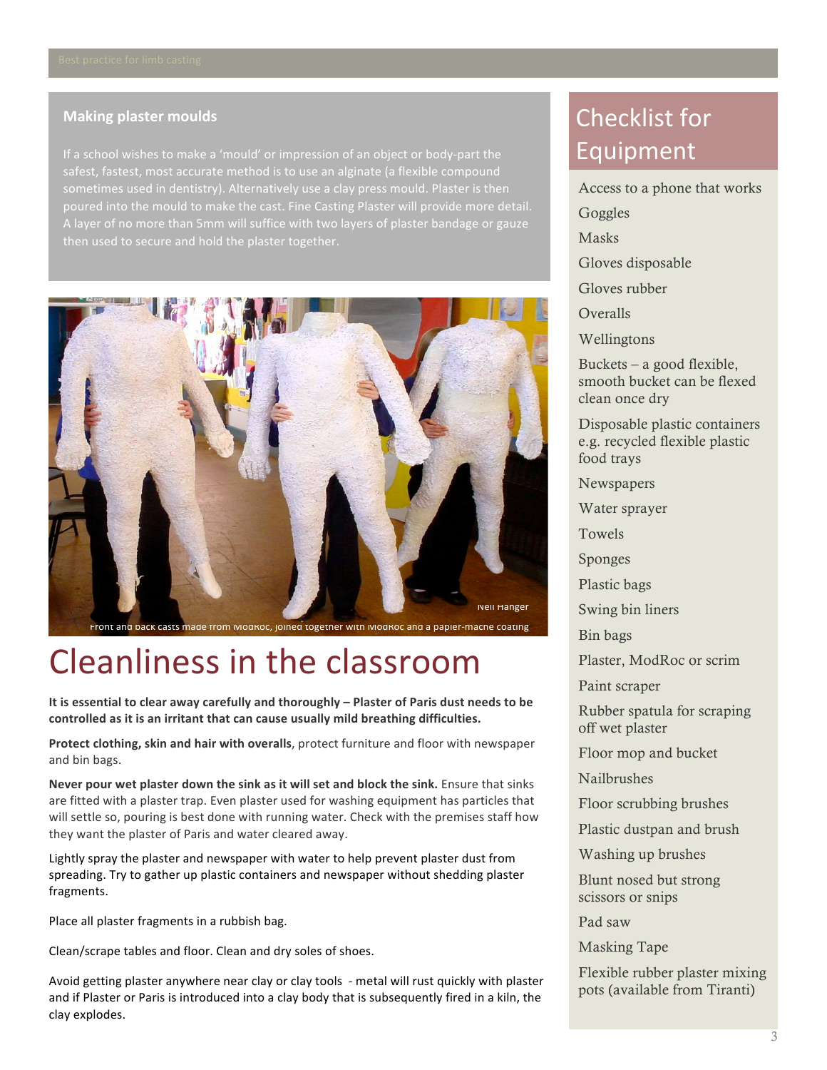### Making plaster moulds

If a school wishes to make a 'mould' or impression of an object or body-part the safest, fastest, most accurate method is to use an alginate (a flexible compound sometimes used in dentistry). Alternatively use a clay press mould. Plaster is then poured into the mould to make the cast. Fine Casting Plaster will provide more detail. A layer of no more than 5mm will suffice with two layers of plaster bandage or gauze then used to secure and hold the plaster together.

Neil Hanger

Front and back casts made from ModRoc, joined together with ModRoc and a papier-mâché coating

# Cleanliness in the classroom

**It is essential to clear away carefully and thoroughly – Plaster of Paris dust needs to be controlled as it is an irritant that can cause usually mild breathing difficulties.**

**Protect clothing, skin and hair with overalls**, protect furniture and floor with newspaper and bin bags.

**Never pour wet plaster down the sink as it will set and block the sink.** Ensure that sinks are fitted with a plaster trap. Even plaster used for washing equipment has particles that will settle so, pouring is best done with running water. Check with the premises staff how they want the plaster of Paris and water cleared away.

Lightly spray the plaster and newspaper with water to help prevent plaster dust from spreading. Try to gather up plastic containers and newspaper without shedding plaster fragments.

Place all plaster fragments in a rubbish bag.

Clean/scrape tables and floor. Clean and dry soles of shoes.

Avoid getting plaster anywhere near clay or clay tools - metal will rust quickly with plaster and if Plaster or Paris is introduced into a clay body that is subsequently fired in a kiln, the clay explodes.

## Checklist for Equipment

- Access to a phone that works
- Goggles
- Masks
- Gloves disposable
- Gloves rubber
- Overalls
- Wellingtons
- Buckets – a good flexible, smooth bucket can be flexed clean once dry
- Disposable plastic containers e.g. recycled flexible plastic food trays
- Newspapers
- Water sprayer
- Towels
- Sponges
- Plastic bags
- Swing bin liners
- Bin bags
- Plaster, ModRoc or scrim
- Paint scraper
- Rubber spatula for scraping off wet plaster
- Floor mop and bucket
- Nailbrushes
- Floor scrubbing brushes
- Plastic dustpan and brush
- Washing up brushes
- Blunt nosed but strong scissors or snips
- Pad saw
- Masking Tape
- Flexible rubber plaster mixing pots (available from Tiranti)